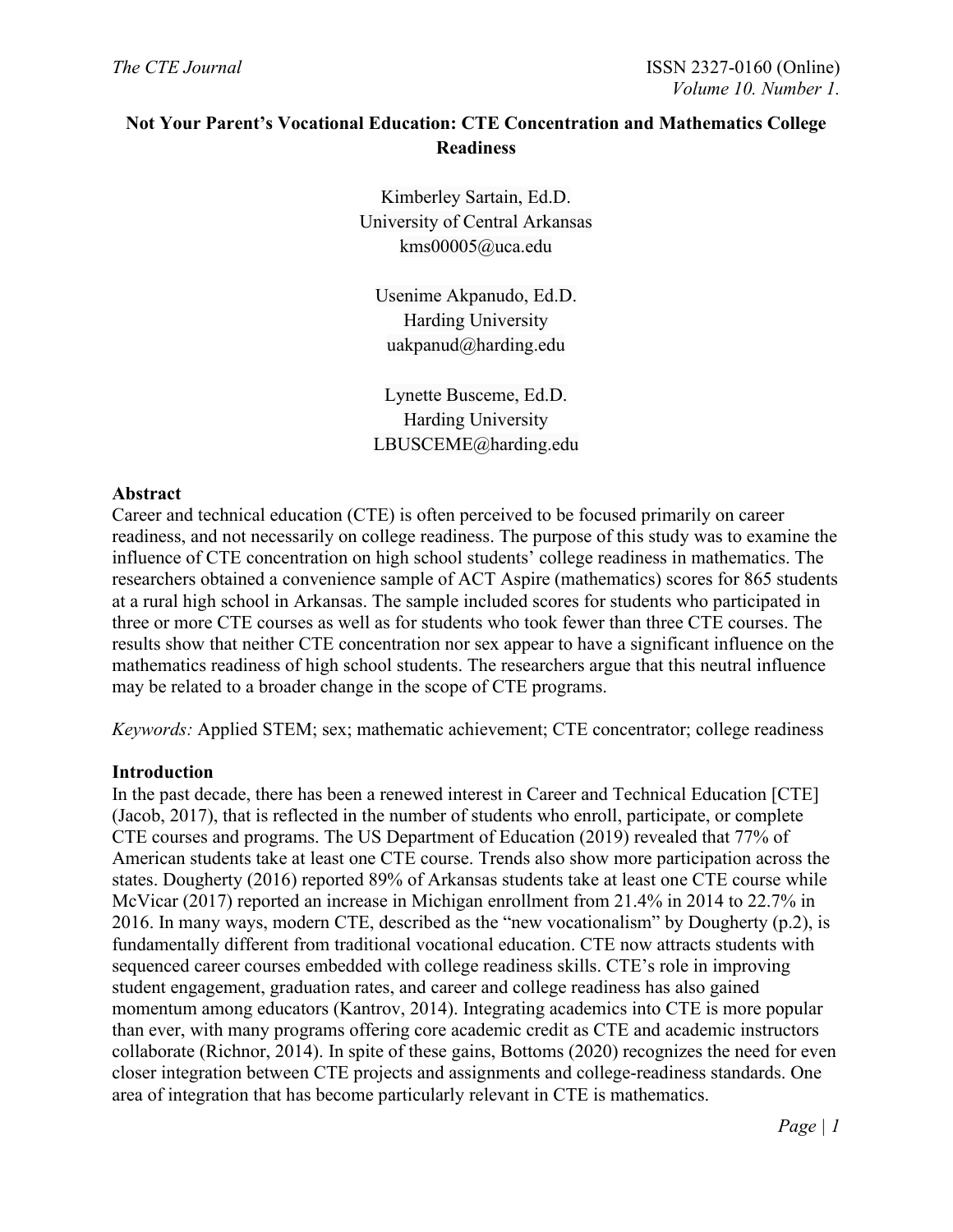# Not Your Parent's Vocational Education: CTE Concentration and Mathematics College Readiness

Kimberley Sartain, Ed.D.
University of Central Arkansas
kms00005@uca.edu

Usenime Akpanudo, Ed.D.
Harding University
uakpanud@harding.edu

Lynette Busceme, Ed.D.
Harding University
LBUSCEME@harding.edu

## Abstract

Career and technical education (CTE) is often perceived to be focused primarily on career readiness, and not necessarily on college readiness. The purpose of this study was to examine the influence of CTE concentration on high school students' college readiness in mathematics. The researchers obtained a convenience sample of ACT Aspire (mathematics) scores for 865 students at a rural high school in Arkansas. The sample included scores for students who participated in three or more CTE courses as well as for students who took fewer than three CTE courses. The results show that neither CTE concentration nor sex appear to have a significant influence on the mathematics readiness of high school students. The researchers argue that this neutral influence may be related to a broader change in the scope of CTE programs.

*Keywords:* Applied STEM; sex; mathematic achievement; CTE concentrator; college readiness

## Introduction

In the past decade, there has been a renewed interest in Career and Technical Education [CTE] (Jacob, 2017), that is reflected in the number of students who enroll, participate, or complete CTE courses and programs. The US Department of Education (2019) revealed that 77% of American students take at least one CTE course. Trends also show more participation across the states. Dougherty (2016) reported 89% of Arkansas students take at least one CTE course while McVicar (2017) reported an increase in Michigan enrollment from 21.4% in 2014 to 22.7% in 2016. In many ways, modern CTE, described as the "new vocationalism" by Dougherty (p.2), is fundamentally different from traditional vocational education. CTE now attracts students with sequenced career courses embedded with college readiness skills. CTE's role in improving student engagement, graduation rates, and career and college readiness has also gained momentum among educators (Kantrov, 2014). Integrating academics into CTE is more popular than ever, with many programs offering core academic credit as CTE and academic instructors collaborate (Richnor, 2014). In spite of these gains, Bottoms (2020) recognizes the need for even closer integration between CTE projects and assignments and college-readiness standards. One area of integration that has become particularly relevant in CTE is mathematics.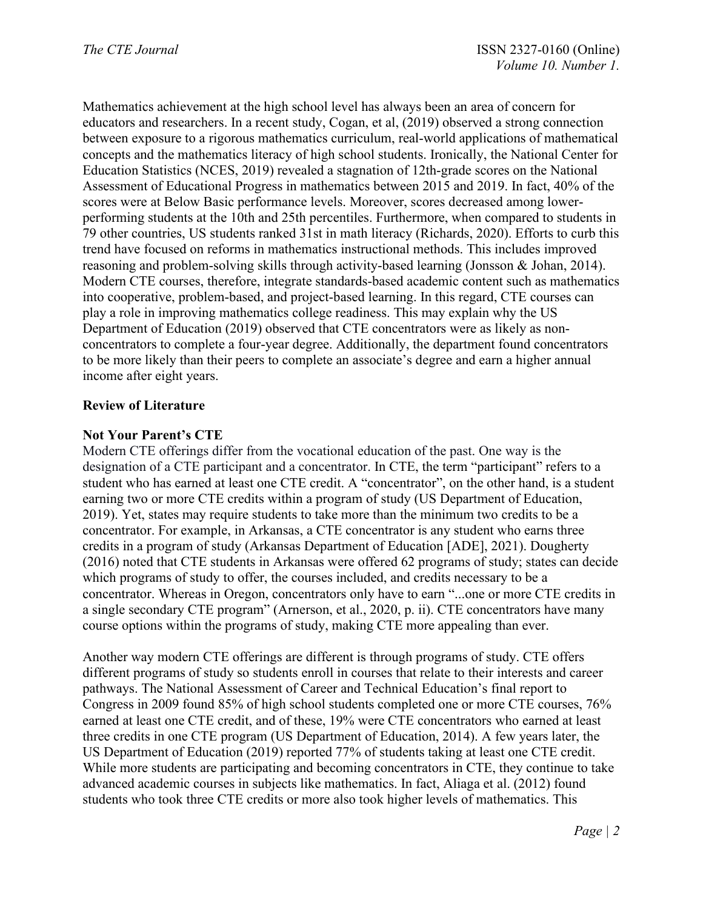Mathematics achievement at the high school level has always been an area of concern for educators and researchers. In a recent study, Cogan, et al, (2019) observed a strong connection between exposure to a rigorous mathematics curriculum, real-world applications of mathematical concepts and the mathematics literacy of high school students. Ironically, the National Center for Education Statistics (NCES, 2019) revealed a stagnation of 12th-grade scores on the National Assessment of Educational Progress in mathematics between 2015 and 2019. In fact, 40% of the scores were at Below Basic performance levels. Moreover, scores decreased among lower-performing students at the 10th and 25th percentiles. Furthermore, when compared to students in 79 other countries, US students ranked 31st in math literacy (Richards, 2020). Efforts to curb this trend have focused on reforms in mathematics instructional methods. This includes improved reasoning and problem-solving skills through activity-based learning (Jonsson & Johan, 2014). Modern CTE courses, therefore, integrate standards-based academic content such as mathematics into cooperative, problem-based, and project-based learning. In this regard, CTE courses can play a role in improving mathematics college readiness. This may explain why the US Department of Education (2019) observed that CTE concentrators were as likely as non-concentrators to complete a four-year degree. Additionally, the department found concentrators to be more likely than their peers to complete an associate's degree and earn a higher annual income after eight years.

## Review of Literature

### Not Your Parent's CTE

Modern CTE offerings differ from the vocational education of the past. One way is the designation of a CTE participant and a concentrator. In CTE, the term "participant" refers to a student who has earned at least one CTE credit. A "concentrator", on the other hand, is a student earning two or more CTE credits within a program of study (US Department of Education, 2019). Yet, states may require students to take more than the minimum two credits to be a concentrator. For example, in Arkansas, a CTE concentrator is any student who earns three credits in a program of study (Arkansas Department of Education [ADE], 2021). Dougherty (2016) noted that CTE students in Arkansas were offered 62 programs of study; states can decide which programs of study to offer, the courses included, and credits necessary to be a concentrator. Whereas in Oregon, concentrators only have to earn "...one or more CTE credits in a single secondary CTE program" (Arnerson, et al., 2020, p. ii). CTE concentrators have many course options within the programs of study, making CTE more appealing than ever.

Another way modern CTE offerings are different is through programs of study. CTE offers different programs of study so students enroll in courses that relate to their interests and career pathways. The National Assessment of Career and Technical Education's final report to Congress in 2009 found 85% of high school students completed one or more CTE courses, 76% earned at least one CTE credit, and of these, 19% were CTE concentrators who earned at least three credits in one CTE program (US Department of Education, 2014). A few years later, the US Department of Education (2019) reported 77% of students taking at least one CTE credit. While more students are participating and becoming concentrators in CTE, they continue to take advanced academic courses in subjects like mathematics. In fact, Aliaga et al. (2012) found students who took three CTE credits or more also took higher levels of mathematics. This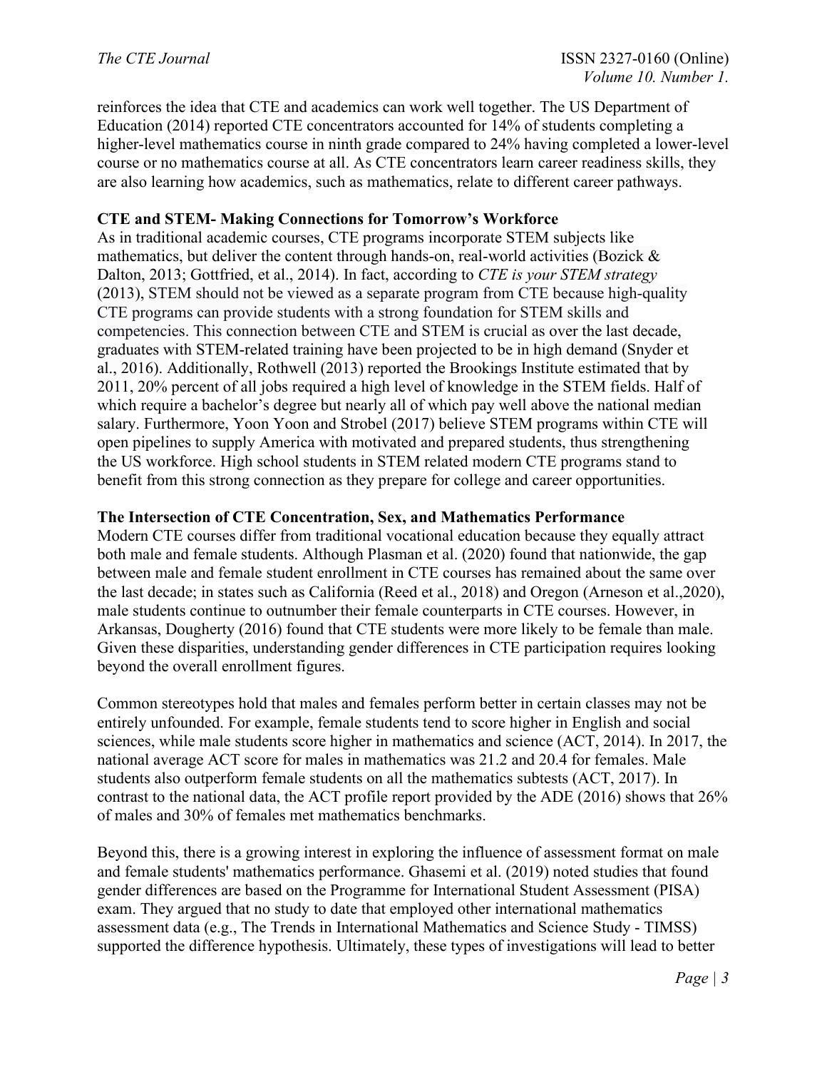reinforces the idea that CTE and academics can work well together. The US Department of Education (2014) reported CTE concentrators accounted for 14% of students completing a higher-level mathematics course in ninth grade compared to 24% having completed a lower-level course or no mathematics course at all. As CTE concentrators learn career readiness skills, they are also learning how academics, such as mathematics, relate to different career pathways.

**CTE and STEM- Making Connections for Tomorrow's Workforce**

As in traditional academic courses, CTE programs incorporate STEM subjects like mathematics, but deliver the content through hands-on, real-world activities (Bozick & Dalton, 2013; Gottfried, et al., 2014). In fact, according to *CTE is your STEM strategy* (2013), STEM should not be viewed as a separate program from CTE because high-quality CTE programs can provide students with a strong foundation for STEM skills and competencies. This connection between CTE and STEM is crucial as over the last decade, graduates with STEM-related training have been projected to be in high demand (Snyder et al., 2016). Additionally, Rothwell (2013) reported the Brookings Institute estimated that by 2011, 20% percent of all jobs required a high level of knowledge in the STEM fields. Half of which require a bachelor's degree but nearly all of which pay well above the national median salary. Furthermore, Yoon Yoon and Strobel (2017) believe STEM programs within CTE will open pipelines to supply America with motivated and prepared students, thus strengthening the US workforce. High school students in STEM related modern CTE programs stand to benefit from this strong connection as they prepare for college and career opportunities.

**The Intersection of CTE Concentration, Sex, and Mathematics Performance**

Modern CTE courses differ from traditional vocational education because they equally attract both male and female students. Although Plasman et al. (2020) found that nationwide, the gap between male and female student enrollment in CTE courses has remained about the same over the last decade; in states such as California (Reed et al., 2018) and Oregon (Arneson et al.,2020), male students continue to outnumber their female counterparts in CTE courses. However, in Arkansas, Dougherty (2016) found that CTE students were more likely to be female than male. Given these disparities, understanding gender differences in CTE participation requires looking beyond the overall enrollment figures.

Common stereotypes hold that males and females perform better in certain classes may not be entirely unfounded. For example, female students tend to score higher in English and social sciences, while male students score higher in mathematics and science (ACT, 2014). In 2017, the national average ACT score for males in mathematics was 21.2 and 20.4 for females. Male students also outperform female students on all the mathematics subtests (ACT, 2017). In contrast to the national data, the ACT profile report provided by the ADE (2016) shows that 26% of males and 30% of females met mathematics benchmarks.

Beyond this, there is a growing interest in exploring the influence of assessment format on male and female students' mathematics performance. Ghasemi et al. (2019) noted studies that found gender differences are based on the Programme for International Student Assessment (PISA) exam. They argued that no study to date that employed other international mathematics assessment data (e.g., The Trends in International Mathematics and Science Study - TIMSS) supported the difference hypothesis. Ultimately, these types of investigations will lead to better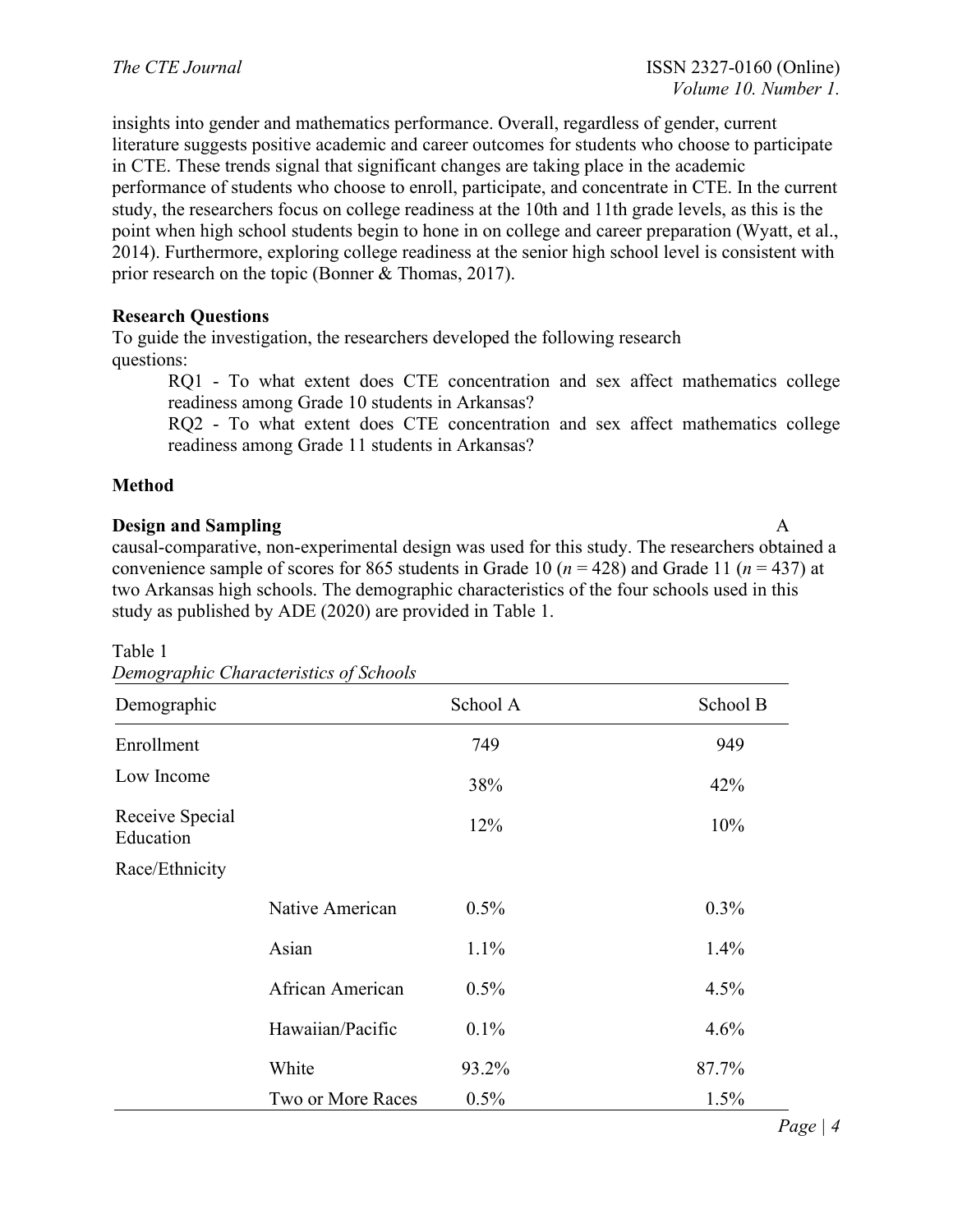insights into gender and mathematics performance. Overall, regardless of gender, current literature suggests positive academic and career outcomes for students who choose to participate in CTE. These trends signal that significant changes are taking place in the academic performance of students who choose to enroll, participate, and concentrate in CTE. In the current study, the researchers focus on college readiness at the 10th and 11th grade levels, as this is the point when high school students begin to hone in on college and career preparation (Wyatt, et al., 2014). Furthermore, exploring college readiness at the senior high school level is consistent with prior research on the topic (Bonner & Thomas, 2017).

## Research Questions

To guide the investigation, the researchers developed the following research questions:

> RQ1 - To what extent does CTE concentration and sex affect mathematics college readiness among Grade 10 students in Arkansas?
>
> RQ2 - To what extent does CTE concentration and sex affect mathematics college readiness among Grade 11 students in Arkansas?

## Method

### Design and Sampling

A causal-comparative, non-experimental design was used for this study. The researchers obtained a convenience sample of scores for 865 students in Grade 10 (*n* = 428) and Grade 11 (*n* = 437) at two Arkansas high schools. The demographic characteristics of the four schools used in this study as published by ADE (2020) are provided in Table 1.

Table 1
*Demographic Characteristics of Schools*

| Demographic | | School A | School B |
|---|---|---|---|
| Enrollment | | 749 | 949 |
| Low Income | | 38% | 42% |
| Receive Special Education | | 12% | 10% |
| Race/Ethnicity | | | |
| | Native American | 0.5% | 0.3% |
| | Asian | 1.1% | 1.4% |
| | African American | 0.5% | 4.5% |
| | Hawaiian/Pacific | 0.1% | 4.6% |
| | White | 93.2% | 87.7% |
| | Two or More Races | 0.5% | 1.5% |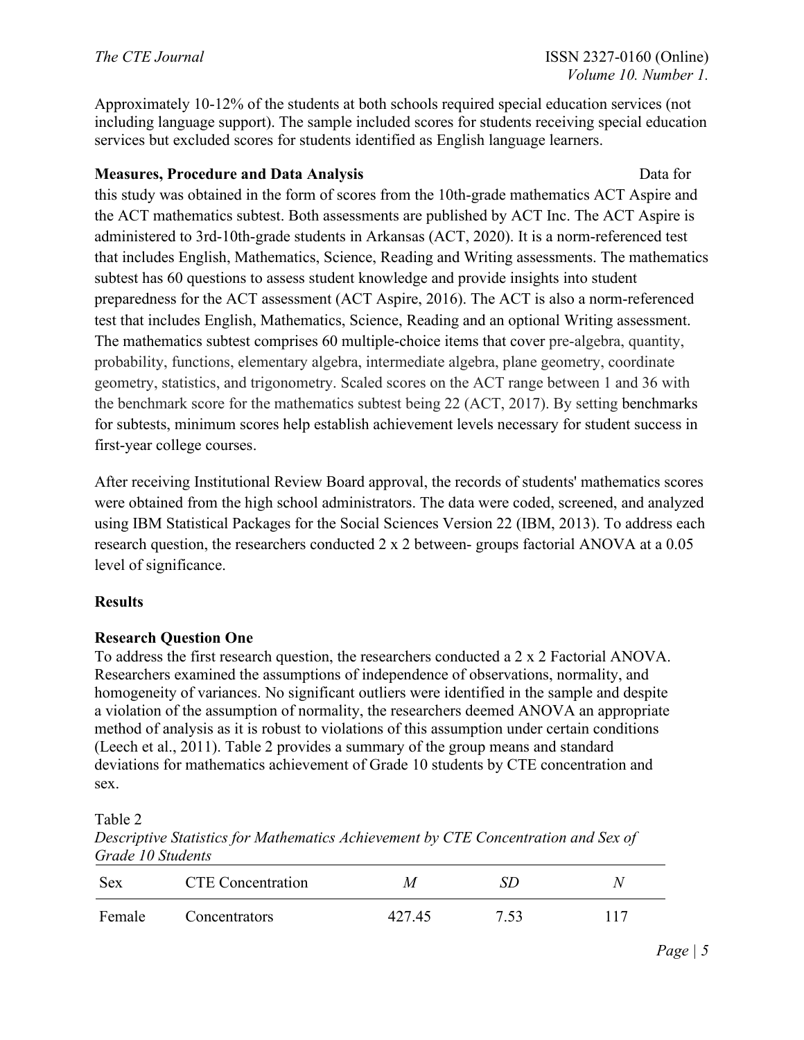Approximately 10-12% of the students at both schools required special education services (not including language support). The sample included scores for students receiving special education services but excluded scores for students identified as English language learners.

**Measures, Procedure and Data Analysis** Data for this study was obtained in the form of scores from the 10th-grade mathematics ACT Aspire and the ACT mathematics subtest. Both assessments are published by ACT Inc. The ACT Aspire is administered to 3rd-10th-grade students in Arkansas (ACT, 2020). It is a norm-referenced test that includes English, Mathematics, Science, Reading and Writing assessments. The mathematics subtest has 60 questions to assess student knowledge and provide insights into student preparedness for the ACT assessment (ACT Aspire, 2016). The ACT is also a norm-referenced test that includes English, Mathematics, Science, Reading and an optional Writing assessment. The mathematics subtest comprises 60 multiple-choice items that cover pre-algebra, quantity, probability, functions, elementary algebra, intermediate algebra, plane geometry, coordinate geometry, statistics, and trigonometry. Scaled scores on the ACT range between 1 and 36 with the benchmark score for the mathematics subtest being 22 (ACT, 2017). By setting benchmarks for subtests, minimum scores help establish achievement levels necessary for student success in first-year college courses.

After receiving Institutional Review Board approval, the records of students' mathematics scores were obtained from the high school administrators. The data were coded, screened, and analyzed using IBM Statistical Packages for the Social Sciences Version 22 (IBM, 2013). To address each research question, the researchers conducted 2 x 2 between- groups factorial ANOVA at a 0.05 level of significance.

## Results

### Research Question One

To address the first research question, the researchers conducted a 2 x 2 Factorial ANOVA. Researchers examined the assumptions of independence of observations, normality, and homogeneity of variances. No significant outliers were identified in the sample and despite a violation of the assumption of normality, the researchers deemed ANOVA an appropriate method of analysis as it is robust to violations of this assumption under certain conditions (Leech et al., 2011). Table 2 provides a summary of the group means and standard deviations for mathematics achievement of Grade 10 students by CTE concentration and sex.

Table 2

*Descriptive Statistics for Mathematics Achievement by CTE Concentration and Sex of Grade 10 Students*

| Sex | CTE Concentration | *M* | *SD* | *N* |
|---|---|---|---|---|
| Female | Concentrators | 427.45 | 7.53 | 117 |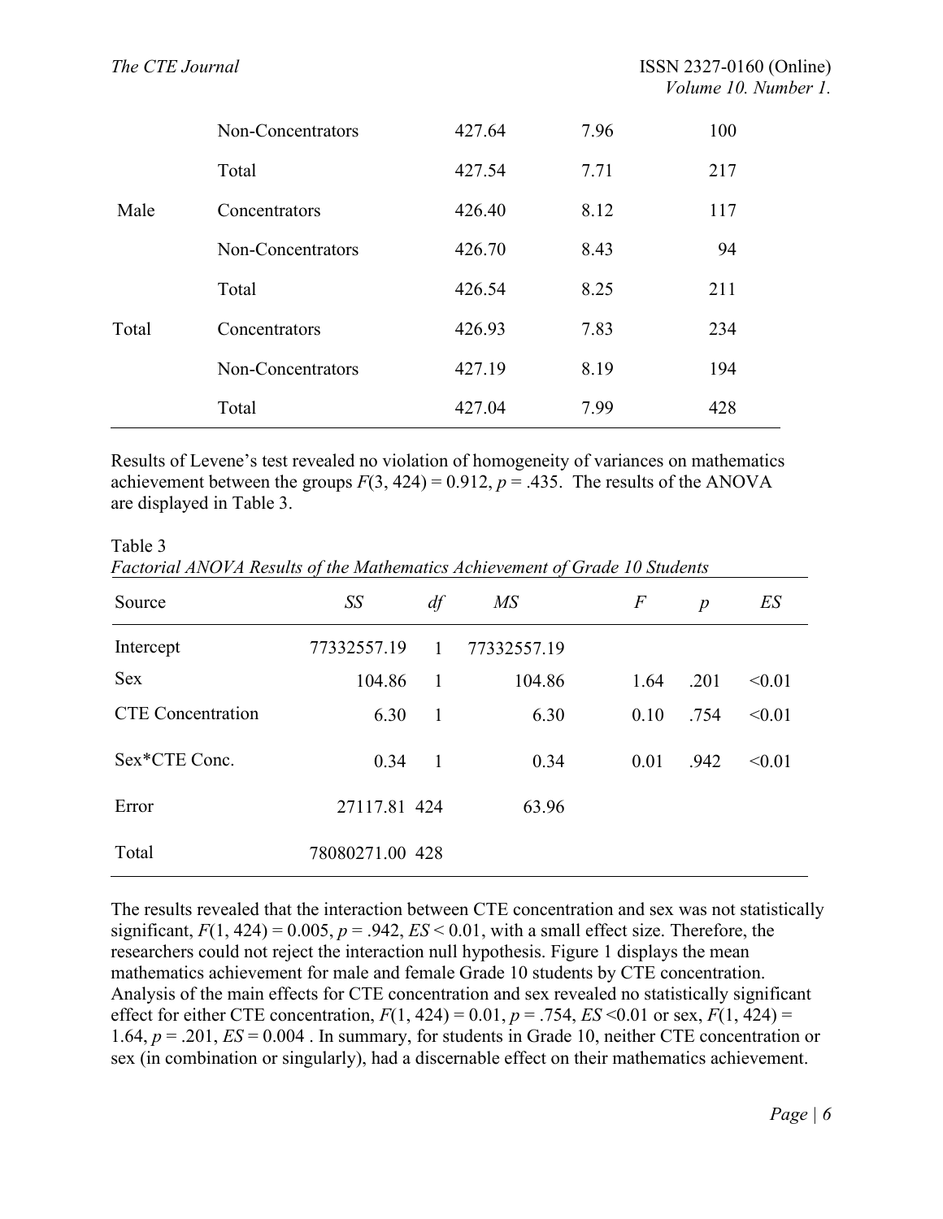| | Non-Concentrators | 427.64 | 7.96 | 100 |
|---|---|---|---|---|
| | Total | 427.54 | 7.71 | 217 |
| Male | Concentrators | 426.40 | 8.12 | 117 |
| | Non-Concentrators | 426.70 | 8.43 | 94 |
| | Total | 426.54 | 8.25 | 211 |
| Total | Concentrators | 426.93 | 7.83 | 234 |
| | Non-Concentrators | 427.19 | 8.19 | 194 |
| | Total | 427.04 | 7.99 | 428 |

Results of Levene's test revealed no violation of homogeneity of variances on mathematics achievement between the groups $F(3, 424) = 0.912$, $p = .435$. The results of the ANOVA are displayed in Table 3.

Table 3
*Factorial ANOVA Results of the Mathematics Achievement of Grade 10 Students*

| Source | *SS* | *df* | *MS* | *F* | *p* | *ES* |
|---|---|---|---|---|---|---|
| Intercept | 77332557.19 | 1 | 77332557.19 | | | |
| Sex | 104.86 | 1 | 104.86 | 1.64 | .201 | <0.01 |
| CTE Concentration | 6.30 | 1 | 6.30 | 0.10 | .754 | <0.01 |
| Sex*CTE Conc. | 0.34 | 1 | 0.34 | 0.01 | .942 | <0.01 |
| Error | 27117.81 | 424 | 63.96 | | | |
| Total | 78080271.00 | 428 | | | | |

The results revealed that the interaction between CTE concentration and sex was not statistically significant, $F(1, 424) = 0.005$, $p = .942$, $ES < 0.01$, with a small effect size. Therefore, the researchers could not reject the interaction null hypothesis. Figure 1 displays the mean mathematics achievement for male and female Grade 10 students by CTE concentration. Analysis of the main effects for CTE concentration and sex revealed no statistically significant effect for either CTE concentration, $F(1, 424) = 0.01$, $p = .754$, $ES < 0.01$ or sex, $F(1, 424) = 1.64$, $p = .201$, $ES = 0.004$ . In summary, for students in Grade 10, neither CTE concentration or sex (in combination or singularly), had a discernable effect on their mathematics achievement.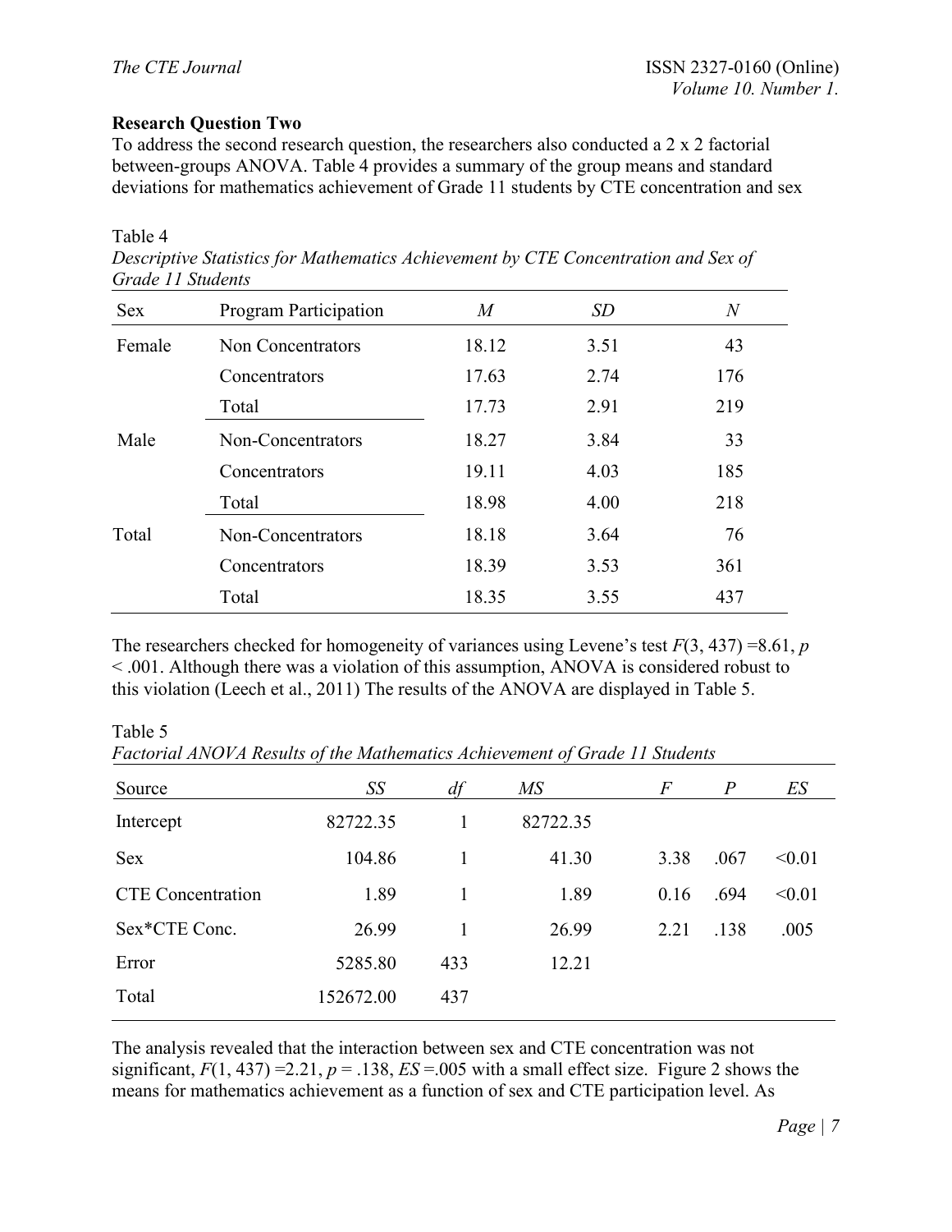**Research Question Two**

To address the second research question, the researchers also conducted a 2 x 2 factorial between-groups ANOVA. Table 4 provides a summary of the group means and standard deviations for mathematics achievement of Grade 11 students by CTE concentration and sex

Table 4
*Descriptive Statistics for Mathematics Achievement by CTE Concentration and Sex of Grade 11 Students*

| Sex | Program Participation | *M* | *SD* | *N* |
|---|---|---|---|---|
| Female | Non Concentrators | 18.12 | 3.51 | 43 |
| | Concentrators | 17.63 | 2.74 | 176 |
| | Total | 17.73 | 2.91 | 219 |
| Male | Non-Concentrators | 18.27 | 3.84 | 33 |
| | Concentrators | 19.11 | 4.03 | 185 |
| | Total | 18.98 | 4.00 | 218 |
| Total | Non-Concentrators | 18.18 | 3.64 | 76 |
| | Concentrators | 18.39 | 3.53 | 361 |
| | Total | 18.35 | 3.55 | 437 |

The researchers checked for homogeneity of variances using Levene's test $F(3, 437) = 8.61$, $p < .001$. Although there was a violation of this assumption, ANOVA is considered robust to this violation (Leech et al., 2011) The results of the ANOVA are displayed in Table 5.

Table 5
*Factorial ANOVA Results of the Mathematics Achievement of Grade 11 Students*

| Source | *SS* | *df* | *MS* | *F* | *P* | *ES* |
|---|---|---|---|---|---|---|
| Intercept | 82722.35 | 1 | 82722.35 | | | |
| Sex | 104.86 | 1 | 41.30 | 3.38 | .067 | <0.01 |
| CTE Concentration | 1.89 | 1 | 1.89 | 0.16 | .694 | <0.01 |
| Sex*CTE Conc. | 26.99 | 1 | 26.99 | 2.21 | .138 | .005 |
| Error | 5285.80 | 433 | 12.21 | | | |
| Total | 152672.00 | 437 | | | | |

The analysis revealed that the interaction between sex and CTE concentration was not significant, $F(1, 437) = 2.21$, $p = .138$, $ES = .005$ with a small effect size. Figure 2 shows the means for mathematics achievement as a function of sex and CTE participation level. As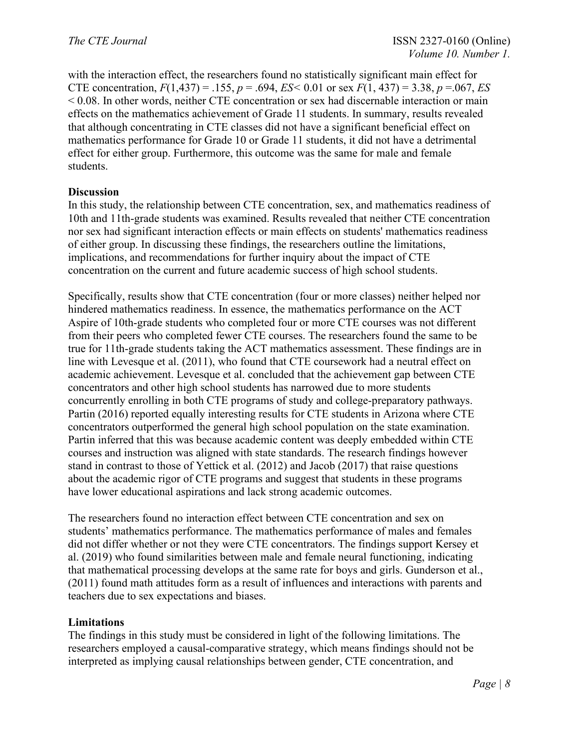with the interaction effect, the researchers found no statistically significant main effect for CTE concentration, $F(1,437) = .155$, $p = .694$, $ES < 0.01$ or sex $F(1, 437) = 3.38$, $p = .067$, $ES < 0.08$. In other words, neither CTE concentration or sex had discernable interaction or main effects on the mathematics achievement of Grade 11 students. In summary, results revealed that although concentrating in CTE classes did not have a significant beneficial effect on mathematics performance for Grade 10 or Grade 11 students, it did not have a detrimental effect for either group. Furthermore, this outcome was the same for male and female students.

**Discussion**

In this study, the relationship between CTE concentration, sex, and mathematics readiness of 10th and 11th-grade students was examined. Results revealed that neither CTE concentration nor sex had significant interaction effects or main effects on students' mathematics readiness of either group. In discussing these findings, the researchers outline the limitations, implications, and recommendations for further inquiry about the impact of CTE concentration on the current and future academic success of high school students.

Specifically, results show that CTE concentration (four or more classes) neither helped nor hindered mathematics readiness. In essence, the mathematics performance on the ACT Aspire of 10th-grade students who completed four or more CTE courses was not different from their peers who completed fewer CTE courses. The researchers found the same to be true for 11th-grade students taking the ACT mathematics assessment. These findings are in line with Levesque et al. (2011), who found that CTE coursework had a neutral effect on academic achievement. Levesque et al. concluded that the achievement gap between CTE concentrators and other high school students has narrowed due to more students concurrently enrolling in both CTE programs of study and college-preparatory pathways. Partin (2016) reported equally interesting results for CTE students in Arizona where CTE concentrators outperformed the general high school population on the state examination. Partin inferred that this was because academic content was deeply embedded within CTE courses and instruction was aligned with state standards. The research findings however stand in contrast to those of Yettick et al. (2012) and Jacob (2017) that raise questions about the academic rigor of CTE programs and suggest that students in these programs have lower educational aspirations and lack strong academic outcomes.

The researchers found no interaction effect between CTE concentration and sex on students' mathematics performance. The mathematics performance of males and females did not differ whether or not they were CTE concentrators. The findings support Kersey et al. (2019) who found similarities between male and female neural functioning, indicating that mathematical processing develops at the same rate for boys and girls. Gunderson et al., (2011) found math attitudes form as a result of influences and interactions with parents and teachers due to sex expectations and biases.

**Limitations**

The findings in this study must be considered in light of the following limitations. The researchers employed a causal-comparative strategy, which means findings should not be interpreted as implying causal relationships between gender, CTE concentration, and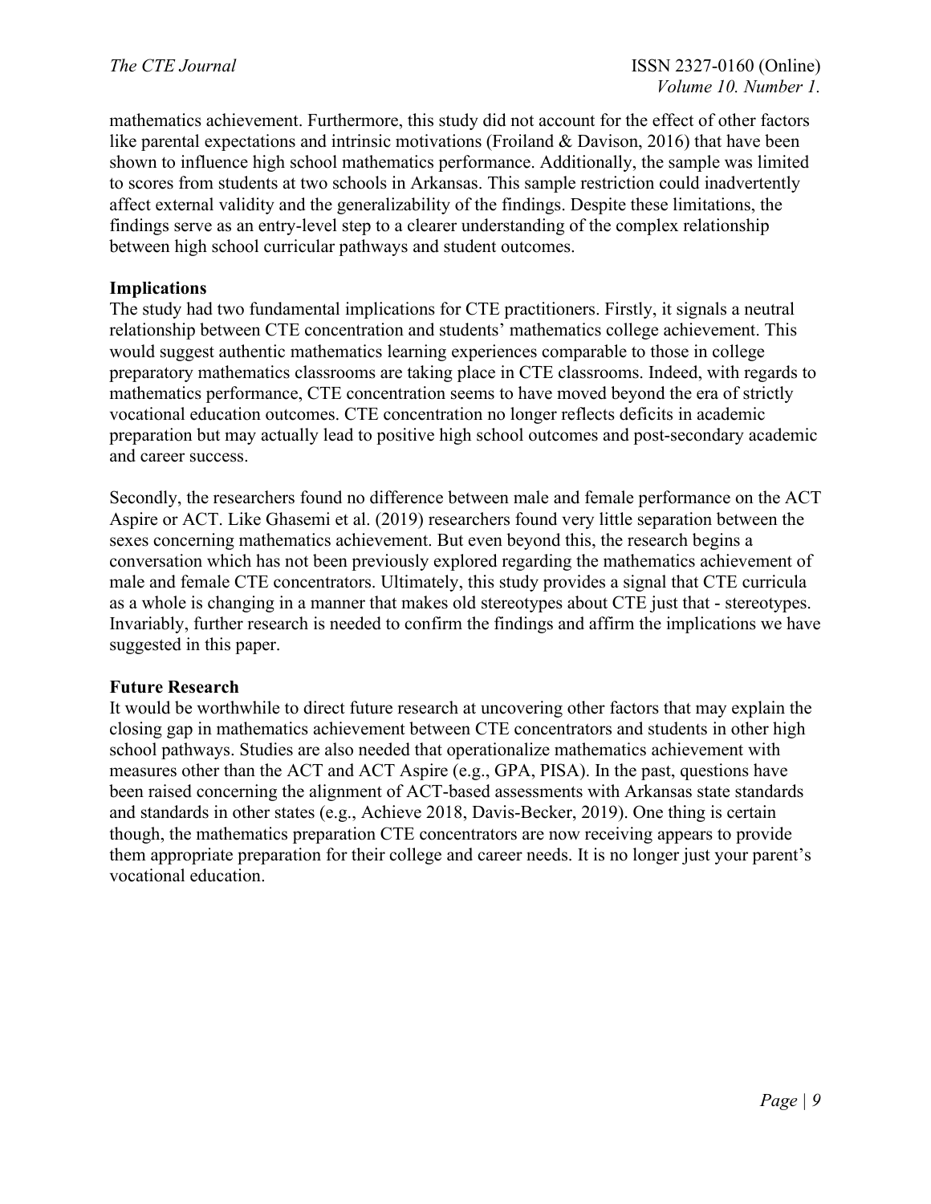mathematics achievement. Furthermore, this study did not account for the effect of other factors like parental expectations and intrinsic motivations (Froiland & Davison, 2016) that have been shown to influence high school mathematics performance. Additionally, the sample was limited to scores from students at two schools in Arkansas. This sample restriction could inadvertently affect external validity and the generalizability of the findings. Despite these limitations, the findings serve as an entry-level step to a clearer understanding of the complex relationship between high school curricular pathways and student outcomes.

**Implications**

The study had two fundamental implications for CTE practitioners. Firstly, it signals a neutral relationship between CTE concentration and students' mathematics college achievement. This would suggest authentic mathematics learning experiences comparable to those in college preparatory mathematics classrooms are taking place in CTE classrooms. Indeed, with regards to mathematics performance, CTE concentration seems to have moved beyond the era of strictly vocational education outcomes. CTE concentration no longer reflects deficits in academic preparation but may actually lead to positive high school outcomes and post-secondary academic and career success.

Secondly, the researchers found no difference between male and female performance on the ACT Aspire or ACT. Like Ghasemi et al. (2019) researchers found very little separation between the sexes concerning mathematics achievement. But even beyond this, the research begins a conversation which has not been previously explored regarding the mathematics achievement of male and female CTE concentrators. Ultimately, this study provides a signal that CTE curricula as a whole is changing in a manner that makes old stereotypes about CTE just that - stereotypes. Invariably, further research is needed to confirm the findings and affirm the implications we have suggested in this paper.

**Future Research**

It would be worthwhile to direct future research at uncovering other factors that may explain the closing gap in mathematics achievement between CTE concentrators and students in other high school pathways. Studies are also needed that operationalize mathematics achievement with measures other than the ACT and ACT Aspire (e.g., GPA, PISA). In the past, questions have been raised concerning the alignment of ACT-based assessments with Arkansas state standards and standards in other states (e.g., Achieve 2018, Davis-Becker, 2019). One thing is certain though, the mathematics preparation CTE concentrators are now receiving appears to provide them appropriate preparation for their college and career needs. It is no longer just your parent's vocational education.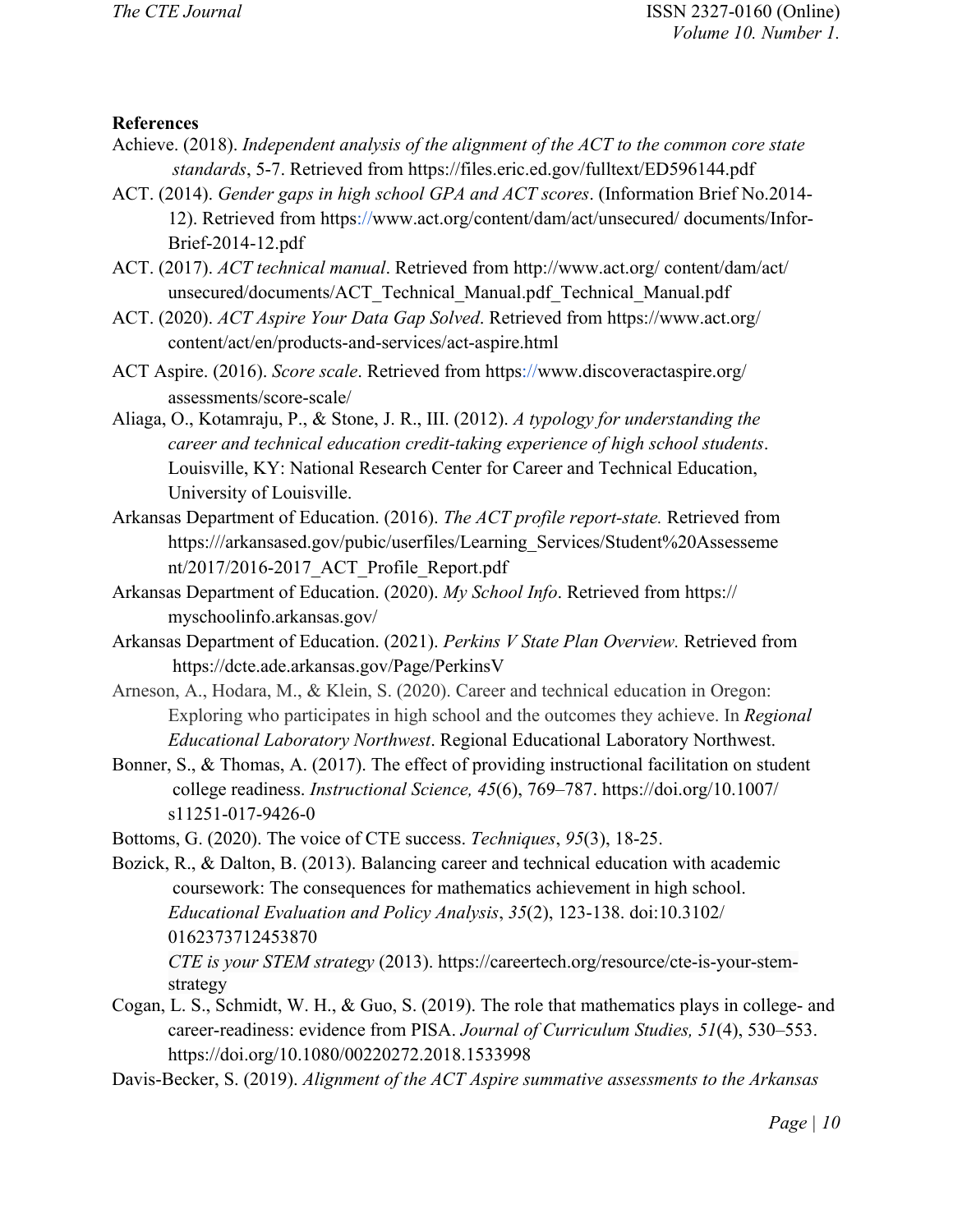**References**

Achieve. (2018). *Independent analysis of the alignment of the ACT to the common core state standards*, 5-7. Retrieved from https://files.eric.ed.gov/fulltext/ED596144.pdf

ACT. (2014). *Gender gaps in high school GPA and ACT scores*. (Information Brief No.2014-12). Retrieved from https://www.act.org/content/dam/act/unsecured/ documents/Infor-Brief-2014-12.pdf

ACT. (2017). *ACT technical manual*. Retrieved from http://www.act.org/ content/dam/act/ unsecured/documents/ACT_Technical_Manual.pdf_Technical_Manual.pdf

ACT. (2020). *ACT Aspire Your Data Gap Solved*. Retrieved from https://www.act.org/ content/act/en/products-and-services/act-aspire.html

ACT Aspire. (2016). *Score scale*. Retrieved from https://www.discoveractaspire.org/ assessments/score-scale/

Aliaga, O., Kotamraju, P., & Stone, J. R., III. (2012). *A typology for understanding the career and technical education credit-taking experience of high school students*. Louisville, KY: National Research Center for Career and Technical Education, University of Louisville.

Arkansas Department of Education. (2016). *The ACT profile report-state.* Retrieved from https:///arkansased.gov/pubic/userfiles/Learning_Services/Student%20Assesseme nt/2017/2016-2017_ACT_Profile_Report.pdf

Arkansas Department of Education. (2020). *My School Info*. Retrieved from https:// myschoolinfo.arkansas.gov/

Arkansas Department of Education. (2021). *Perkins V State Plan Overview.* Retrieved from https://dcte.ade.arkansas.gov/Page/PerkinsV

Arneson, A., Hodara, M., & Klein, S. (2020). Career and technical education in Oregon: Exploring who participates in high school and the outcomes they achieve. In *Regional Educational Laboratory Northwest*. Regional Educational Laboratory Northwest.

Bonner, S., & Thomas, A. (2017). The effect of providing instructional facilitation on student college readiness. *Instructional Science, 45*(6), 769–787. https://doi.org/10.1007/ s11251-017-9426-0

Bottoms, G. (2020). The voice of CTE success. *Techniques*, *95*(3), 18-25.

Bozick, R., & Dalton, B. (2013). Balancing career and technical education with academic coursework: The consequences for mathematics achievement in high school. *Educational Evaluation and Policy Analysis*, *35*(2), 123-138. doi:10.3102/ 0162373712453870

*CTE is your STEM strategy* (2013). https://careertech.org/resource/cte-is-your-stem-strategy

Cogan, L. S., Schmidt, W. H., & Guo, S. (2019). The role that mathematics plays in college- and career-readiness: evidence from PISA. *Journal of Curriculum Studies, 51*(4), 530–553. https://doi.org/10.1080/00220272.2018.1533998

Davis-Becker, S. (2019). *Alignment of the ACT Aspire summative assessments to the Arkansas*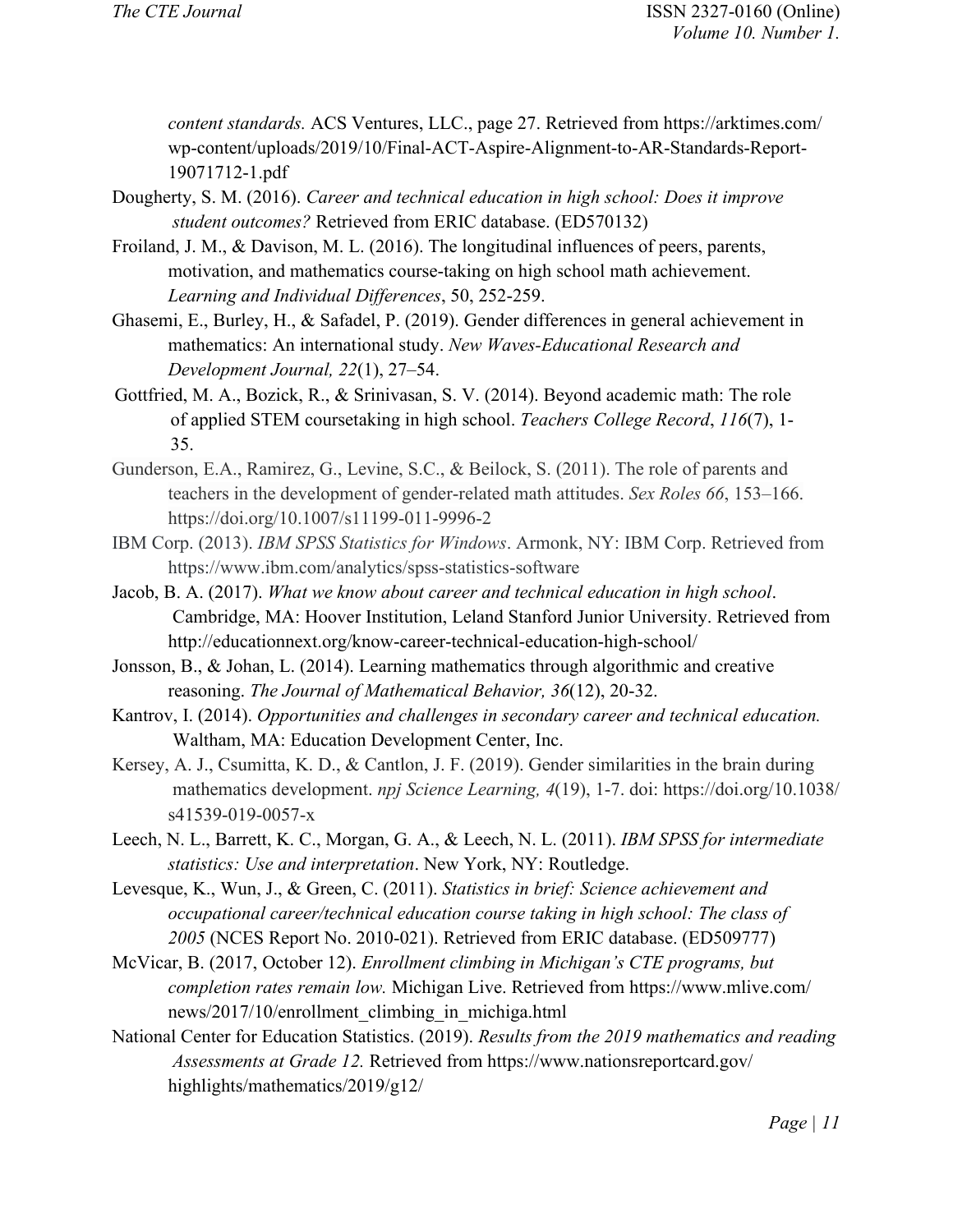*content standards.* ACS Ventures, LLC., page 27. Retrieved from https://arktimes.com/wp-content/uploads/2019/10/Final-ACT-Aspire-Alignment-to-AR-Standards-Report-19071712-1.pdf

Dougherty, S. M. (2016). *Career and technical education in high school: Does it improve student outcomes?* Retrieved from ERIC database. (ED570132)

Froiland, J. M., & Davison, M. L. (2016). The longitudinal influences of peers, parents, motivation, and mathematics course-taking on high school math achievement. *Learning and Individual Differences*, 50, 252-259.

Ghasemi, E., Burley, H., & Safadel, P. (2019). Gender differences in general achievement in mathematics: An international study. *New Waves-Educational Research and Development Journal, 22*(1), 27–54.

Gottfried, M. A., Bozick, R., & Srinivasan, S. V. (2014). Beyond academic math: The role of applied STEM coursetaking in high school. *Teachers College Record*, *116*(7), 1-35.

Gunderson, E.A., Ramirez, G., Levine, S.C., & Beilock, S. (2011). The role of parents and teachers in the development of gender-related math attitudes. *Sex Roles 66*, 153–166. https://doi.org/10.1007/s11199-011-9996-2

IBM Corp. (2013). *IBM SPSS Statistics for Windows*. Armonk, NY: IBM Corp. Retrieved from https://www.ibm.com/analytics/spss-statistics-software

Jacob, B. A. (2017). *What we know about career and technical education in high school*. Cambridge, MA: Hoover Institution, Leland Stanford Junior University. Retrieved from http://educationnext.org/know-career-technical-education-high-school/

Jonsson, B., & Johan, L. (2014). Learning mathematics through algorithmic and creative reasoning. *The Journal of Mathematical Behavior, 36*(12), 20-32.

Kantrov, I. (2014). *Opportunities and challenges in secondary career and technical education.* Waltham, MA: Education Development Center, Inc.

Kersey, A. J., Csumitta, K. D., & Cantlon, J. F. (2019). Gender similarities in the brain during mathematics development. *npj Science Learning, 4*(19), 1-7. doi: https://doi.org/10.1038/s41539-019-0057-x

Leech, N. L., Barrett, K. C., Morgan, G. A., & Leech, N. L. (2011). *IBM SPSS for intermediate statistics: Use and interpretation*. New York, NY: Routledge.

Levesque, K., Wun, J., & Green, C. (2011). *Statistics in brief: Science achievement and occupational career/technical education course taking in high school: The class of 2005* (NCES Report No. 2010-021). Retrieved from ERIC database. (ED509777)

McVicar, B. (2017, October 12). *Enrollment climbing in Michigan's CTE programs, but completion rates remain low.* Michigan Live. Retrieved from https://www.mlive.com/news/2017/10/enrollment_climbing_in_michiga.html

National Center for Education Statistics. (2019). *Results from the 2019 mathematics and reading Assessments at Grade 12.* Retrieved from https://www.nationsreportcard.gov/highlights/mathematics/2019/g12/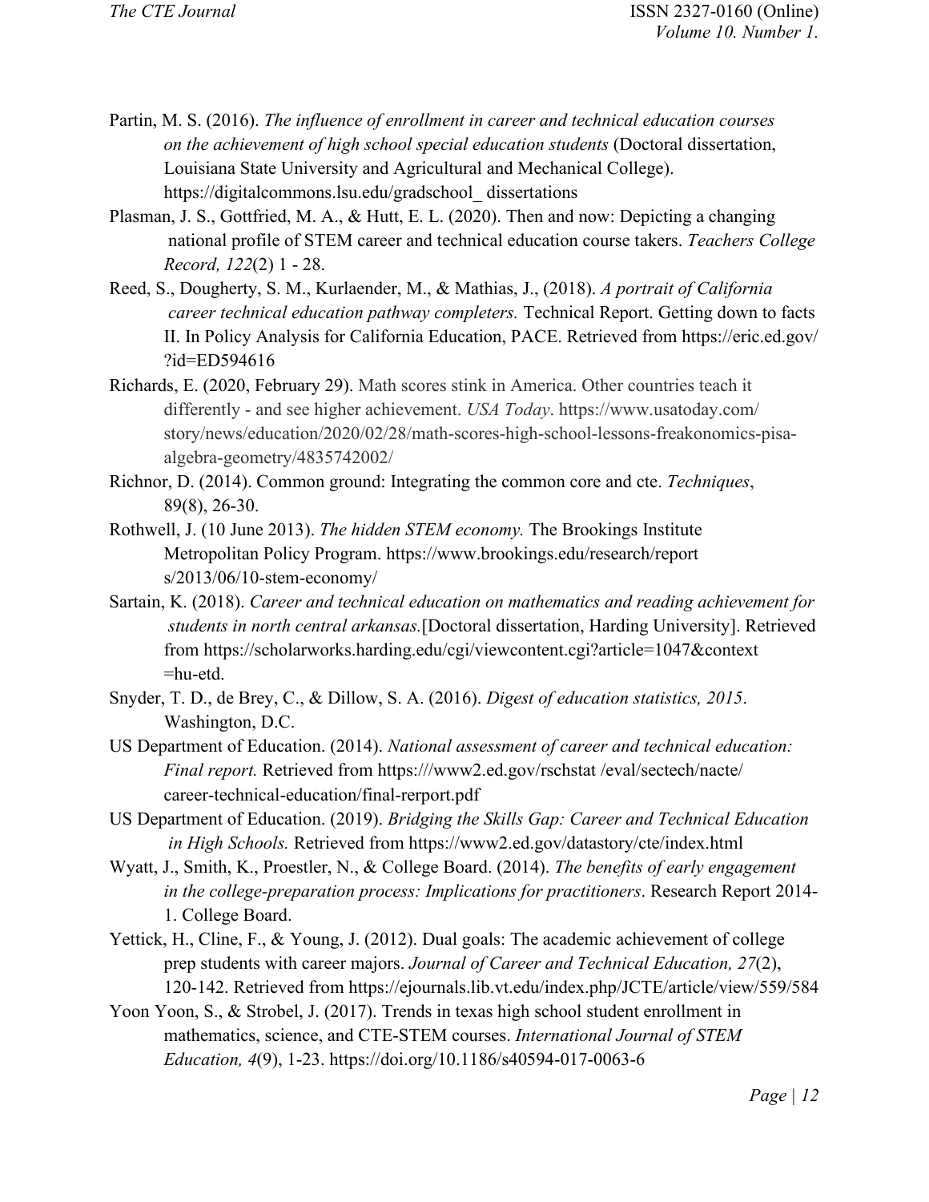Partin, M. S. (2016). *The influence of enrollment in career and technical education courses on the achievement of high school special education students* (Doctoral dissertation, Louisiana State University and Agricultural and Mechanical College). https://digitalcommons.lsu.edu/gradschool_ dissertations

Plasman, J. S., Gottfried, M. A., & Hutt, E. L. (2020). Then and now: Depicting a changing national profile of STEM career and technical education course takers. *Teachers College Record, 122*(2) 1 - 28.

Reed, S., Dougherty, S. M., Kurlaender, M., & Mathias, J., (2018). *A portrait of California career technical education pathway completers.* Technical Report. Getting down to facts II. In Policy Analysis for California Education, PACE. Retrieved from https://eric.ed.gov/?id=ED594616

Richards, E. (2020, February 29). Math scores stink in America. Other countries teach it differently - and see higher achievement. *USA Today*. https://www.usatoday.com/story/news/education/2020/02/28/math-scores-high-school-lessons-freakonomics-pisa-algebra-geometry/4835742002/

Richnor, D. (2014). Common ground: Integrating the common core and cte. *Techniques*, 89(8), 26-30.

Rothwell, J. (10 June 2013). *The hidden STEM economy.* The Brookings Institute Metropolitan Policy Program. https://www.brookings.edu/research/report s/2013/06/10-stem-economy/

Sartain, K. (2018). *Career and technical education on mathematics and reading achievement for students in north central arkansas.*[Doctoral dissertation, Harding University]. Retrieved from https://scholarworks.harding.edu/cgi/viewcontent.cgi?article=1047&context =hu-etd.

Snyder, T. D., de Brey, C., & Dillow, S. A. (2016). *Digest of education statistics, 2015*. Washington, D.C.

US Department of Education. (2014). *National assessment of career and technical education: Final report.* Retrieved from https:///www2.ed.gov/rschstat /eval/sectech/nacte/career-technical-education/final-rerport.pdf

US Department of Education. (2019). *Bridging the Skills Gap: Career and Technical Education in High Schools.* Retrieved from https://www2.ed.gov/datastory/cte/index.html

Wyatt, J., Smith, K., Proestler, N., & College Board. (2014). *The benefits of early engagement in the college-preparation process: Implications for practitioners*. Research Report 2014-1. College Board.

Yettick, H., Cline, F., & Young, J. (2012). Dual goals: The academic achievement of college prep students with career majors. *Journal of Career and Technical Education, 27*(2), 120-142. Retrieved from https://ejournals.lib.vt.edu/index.php/JCTE/article/view/559/584

Yoon Yoon, S., & Strobel, J. (2017). Trends in texas high school student enrollment in mathematics, science, and CTE-STEM courses. *International Journal of STEM Education, 4*(9), 1-23. https://doi.org/10.1186/s40594-017-0063-6